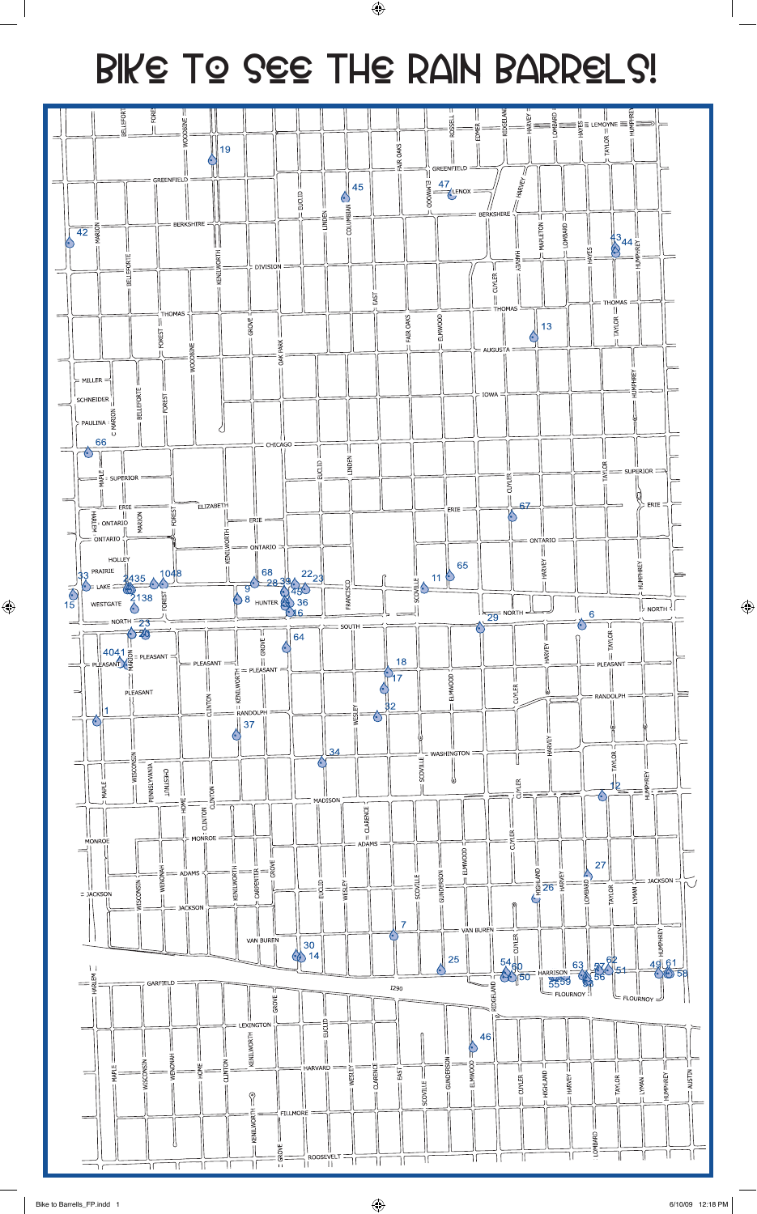# Bike To See The Rain Barrels!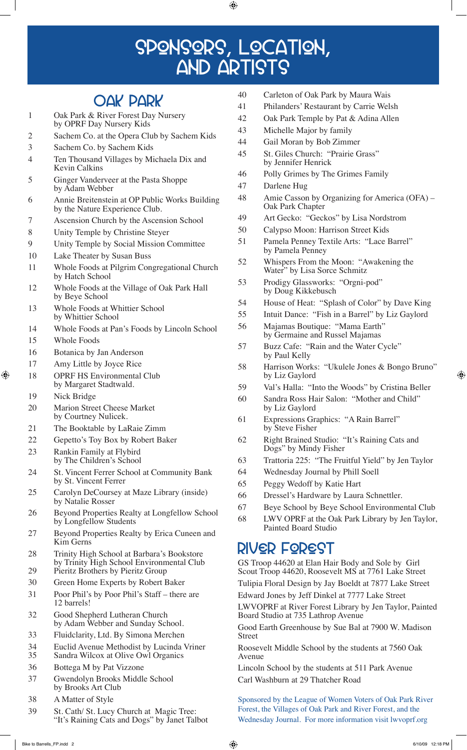# SPONSORS, LOCATION, AND ARTISTS

## OAK PARK

1. Oak Park & River Forest Day Nursery by OPRF Day Nursery Kids
2. Sachem Co. at the Opera Club by Sachem Kids
3. Sachem Co. by Sachem Kids
4. Ten Thousand Villages by Michaela Dix and Kevin Calkins
5. Ginger Vanderveer at the Pasta Shoppe by Adam Webber
6. Annie Breitenstein at OP Public Works Building by the Nature Experience Club.
7. Ascension Church by the Ascension School
8. Unity Temple by Christine Steyer
9. Unity Temple by Social Mission Committee
10. Lake Theater by Susan Buss
11. Whole Foods at Pilgrim Congregational Church by Hatch School
12. Whole Foods at the Village of Oak Park Hall by Beye School
13. Whole Foods at Whittier School by Whittier School
14. Whole Foods at Pan's Foods by Lincoln School
15. Whole Foods
16. Botanica by Jan Anderson
17. Amy Little by Joyce Rice
18. OPRF HS Environmental Club by Margaret Stadtwald.
19. Nick Bridge
20. Marion Street Cheese Market by Courtney Nulicek.
21. The Booktable by LaRaie Zimm
22. Gepetto's Toy Box by Robert Baker
23. Rankin Family at Flybird by The Children's School
24. St. Vincent Ferrer School at Community Bank by St. Vincent Ferrer
25. Carolyn DeCoursey at Maze Library (inside) by Natalie Rosser
26. Beyond Properties Realty at Longfellow School by Longfellow Students
27. Beyond Properties Realty by Erica Cuneen and Kim Gerns
28. Trinity High School at Barbara's Bookstore by Trinity High School Environmental Club
29. Pieritz Brothers by Pieritz Group
30. Green Home Experts by Robert Baker
31. Poor Phil's by Poor Phil's Staff – there are 12 barrels!
32. Good Shepherd Lutheran Church by Adam Webber and Sunday School.
33. Fluidclarity, Ltd. By Simona Merchen
34. Euclid Avenue Methodist by Lucinda Vriner
35. Sandra Wilcox at Olive Owl Organics
36. Bottega M by Pat Vizzone
37. Gwendolyn Brooks Middle School by Brooks Art Club
38. A Matter of Style
39. St. Cath/ St. Lucy Church at Magic Tree: "It's Raining Cats and Dogs" by Janet Talbot
40. Carleton of Oak Park by Maura Wais
41. Philanders' Restaurant by Carrie Welsh
42. Oak Park Temple by Pat & Adina Allen
43. Michelle Major by family
44. Gail Moran by Bob Zimmer
45. St. Giles Church: "Prairie Grass" by Jennifer Henrick
46. Polly Grimes by The Grimes Family
47. Darlene Hug
48. Amie Casson by Organizing for America (OFA) – Oak Park Chapter
49. Art Gecko: "Geckos" by Lisa Nordstrom
50. Calypso Moon: Harrison Street Kids
51. Pamela Penney Textile Arts: "Lace Barrel" by Pamela Penney
52. Whispers From the Moon: "Awakening the Water" by Lisa Sorce Schmitz
53. Prodigy Glassworks: "Orgni-pod" by Doug Kikkebusch
54. House of Heat: "Splash of Color" by Dave King
55. Intuit Dance: "Fish in a Barrel" by Liz Gaylord
56. Majamas Boutique: "Mama Earth" by Germaine and Russel Majamas
57. Buzz Cafe: "Rain and the Water Cycle" by Paul Kelly
58. Harrison Works: "Ukulele Jones & Bongo Bruno" by Liz Gaylord
59. Val's Halla: "Into the Woods" by Cristina Beller
60. Sandra Ross Hair Salon: "Mother and Child" by Liz Gaylord
61. Expressions Graphics: "A Rain Barrel" by Steve Fisher
62. Right Brained Studio: "It's Raining Cats and Dogs" by Mindy Fisher
63. Trattoria 225: "The Fruitful Yield" by Jen Taylor
64. Wednesday Journal by Phill Soell
65. Peggy Wedoff by Katie Hart
66. Dressel's Hardware by Laura Schnettler.
67. Beye School by Beye School Environmental Club
68. LWV OPRF at the Oak Park Library by Jen Taylor, Painted Board Studio

## RIVER FOREST

GS Troop 44620 at Elan Hair Body and Sole by Girl Scout Troop 44620, Roosevelt MS at 7761 Lake Street

Tulipia Floral Design by Jay Boeldt at 7877 Lake Street

Edward Jones by Jeff Dinkel at 7777 Lake Street

LWVOPRF at River Forest Library by Jen Taylor, Painted Board Studio at 735 Lathrop Avenue

Good Earth Greenhouse by Sue Bal at 7900 W. Madison Street

Roosevelt Middle School by the students at 7560 Oak Avenue

Lincoln School by the students at 511 Park Avenue

Carl Washburn at 29 Thatcher Road

Sponsored by the League of Women Voters of Oak Park River Forest, the Villages of Oak Park and River Forest, and the Wednesday Journal. For more information visit lwvoprf.org